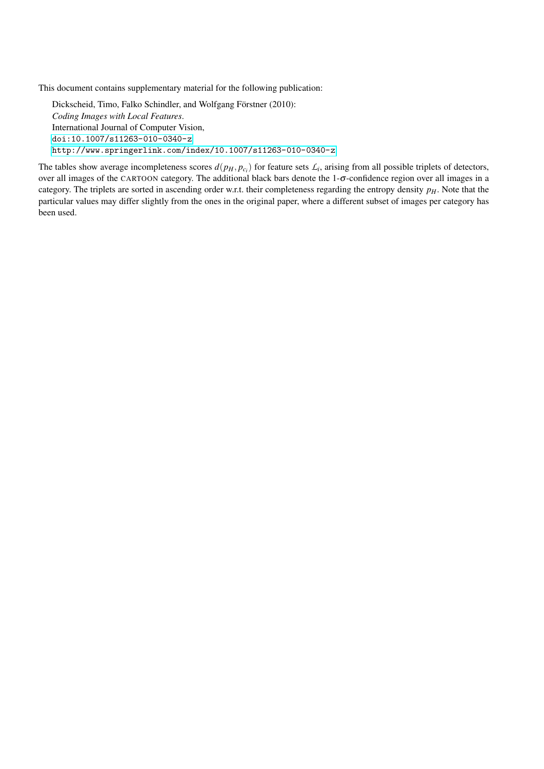This document contains supplementary material for the following publication:

Dickscheid, Timo, Falko Schindler, and Wolfgang Förstner (2010):
*Coding Images with Local Features*.
International Journal of Computer Vision,
`doi:10.1007/s11263-010-0340-z`
`http://www.springerlink.com/index/10.1007/s11263-010-0340-z`

The tables show average incompleteness scores $d(p_H, p_{c_i})$ for feature sets $\mathcal{L}_i$, arising from all possible triplets of detectors, over all images of the CARTOON category. The additional black bars denote the 1-$\sigma$-confidence region over all images in a category. The triplets are sorted in ascending order w.r.t. their completeness regarding the entropy density $p_H$. Note that the particular values may differ slightly from the ones in the original paper, where a different subset of images per category has been used.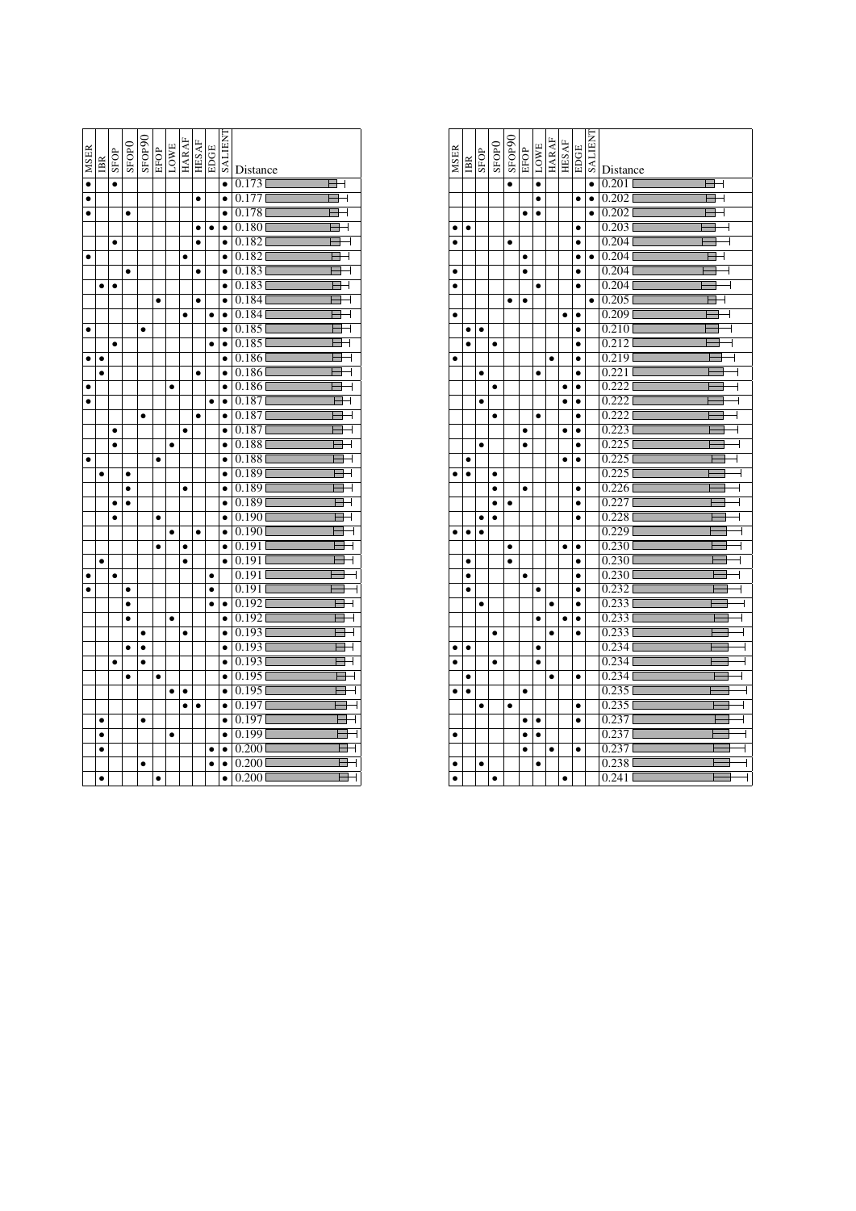| MSER | IBR | SFOP | SFOP0 | SFOP90 | EFOP | LOWE | HARAF | HESAF | EDGE | SALIENT | Distance |
|---|---|---|---|---|---|---|---|---|---|---|---|
| • | | • | | | | | | | | • | 0.173 |
| • | | | | | | | | • | | • | 0.177 |
| • | | | • | | | | | | | • | 0.178 |
| | | | | | | | | • | • | • | 0.180 |
| | | • | | | | | | • | | • | 0.182 |
| • | | | | | | | • | | | • | 0.182 |
| | | | • | | | | | • | | • | 0.183 |
| | • | • | | | | | | | | • | 0.183 |
| | | | | | • | | | • | | • | 0.184 |
| | | | | | | | • | | • | • | 0.184 |
| • | | | | • | | | | | | • | 0.185 |
| | | • | | | | | | | • | • | 0.185 |
| • | • | | | | | | | | | • | 0.186 |
| | • | | | | | | | • | | • | 0.186 |
| • | | | | | | • | | | | • | 0.186 |
| • | | | | | | | | | • | • | 0.187 |
| | | | | • | | | | • | | • | 0.187 |
| | | • | | | | | • | | | • | 0.187 |
| | | • | | | | • | | | | • | 0.188 |
| • | | | | | • | | | | | • | 0.188 |
| | • | | • | | | | | | | • | 0.189 |
| | | | • | | | | • | | | • | 0.189 |
| | | • | • | | | | | | | • | 0.189 |
| | | • | | | • | | | | | • | 0.190 |
| | | | | | | • | | • | | • | 0.190 |
| | | | | | • | | • | | | • | 0.191 |
| | • | | | | | | • | | | • | 0.191 |
| • | | • | | | | | | | • | | 0.191 |
| • | | | • | | | | | | • | | 0.191 |
| | | | • | | | | | | • | • | 0.192 |
| | | | • | | | • | | | | • | 0.192 |
| | | | | • | | | • | | | • | 0.193 |
| | | | • | • | | | | | | • | 0.193 |
| | | • | | • | | | | | | • | 0.193 |
| | | | • | | • | | | | | • | 0.195 |
| | | | | | | • | • | | | • | 0.195 |
| | | | | | | | • | • | | • | 0.197 |
| | • | | | • | | | | | | • | 0.197 |
| | • | | | | | • | | | | • | 0.199 |
| | • | | | | | | | | • | • | 0.200 |
| | | | | • | | | | | • | • | 0.200 |
| | • | | | | • | | | | | • | 0.200 |

| MSER | IBR | SFOP | SFOP0 | SFOP90 | EFOP | LOWE | HARAF | HESAF | EDGE | SALIENT | Distance |
|---|---|---|---|---|---|---|---|---|---|---|---|
| | | | | • | | • | | | | • | 0.201 |
| | | | | | | • | | | • | • | 0.202 |
| | | | | | • | • | | | | • | 0.202 |
| • | • | | | | | | | | • | | 0.203 |
| • | | | | • | | | | | • | | 0.204 |
| | | | | | • | | | | • | • | 0.204 |
| • | | | | | • | | | | • | | 0.204 |
| • | | | | | | • | | | • | | 0.204 |
| | | | | • | • | | | | | • | 0.205 |
| • | | | | | | | | • | • | | 0.209 |
| | • | • | | | | | | | • | | 0.210 |
| | • | | • | | | | | | • | | 0.212 |
| • | | | | | | | • | | • | | 0.219 |
| | | • | | | | • | | | • | | 0.221 |
| | | | • | | | | | • | • | | 0.222 |
| | | • | | | | | | • | • | | 0.222 |
| | | | • | | | • | | | • | | 0.222 |
| | | | | | • | | | • | • | | 0.223 |
| | | • | | | • | | | | • | | 0.225 |
| | • | | | | | | | • | • | | 0.225 |
| • | • | | • | | | | | | | | 0.225 |
| | | | • | | • | | | | • | | 0.226 |
| | | | • | • | | | | | • | | 0.227 |
| | | • | • | | | | | | • | | 0.228 |
| • | • | • | | | | | | | | | 0.229 |
| | | | | • | | | | • | • | | 0.230 |
| | • | | | • | | | | | • | | 0.230 |
| | • | | | | • | | | | • | | 0.230 |
| | • | | | | | • | | | • | | 0.232 |
| | | • | | | | | • | | • | | 0.233 |
| | | | | | | • | | • | • | | 0.233 |
| | | | • | | | | • | | • | | 0.233 |
| • | • | | | | | • | | | | | 0.234 |
| • | | | • | | | • | | | | | 0.234 |
| | • | | | | | | • | | • | | 0.234 |
| • | • | | | | • | | | | | | 0.235 |
| | | • | | • | | | | | • | | 0.235 |
| | | | | | • | • | | | • | | 0.237 |
| • | | | | | • | • | | | | | 0.237 |
| | | | | | • | | • | | • | | 0.237 |
| • | | • | | | | • | | | | | 0.238 |
| • | | | • | | | | | • | | | 0.241 |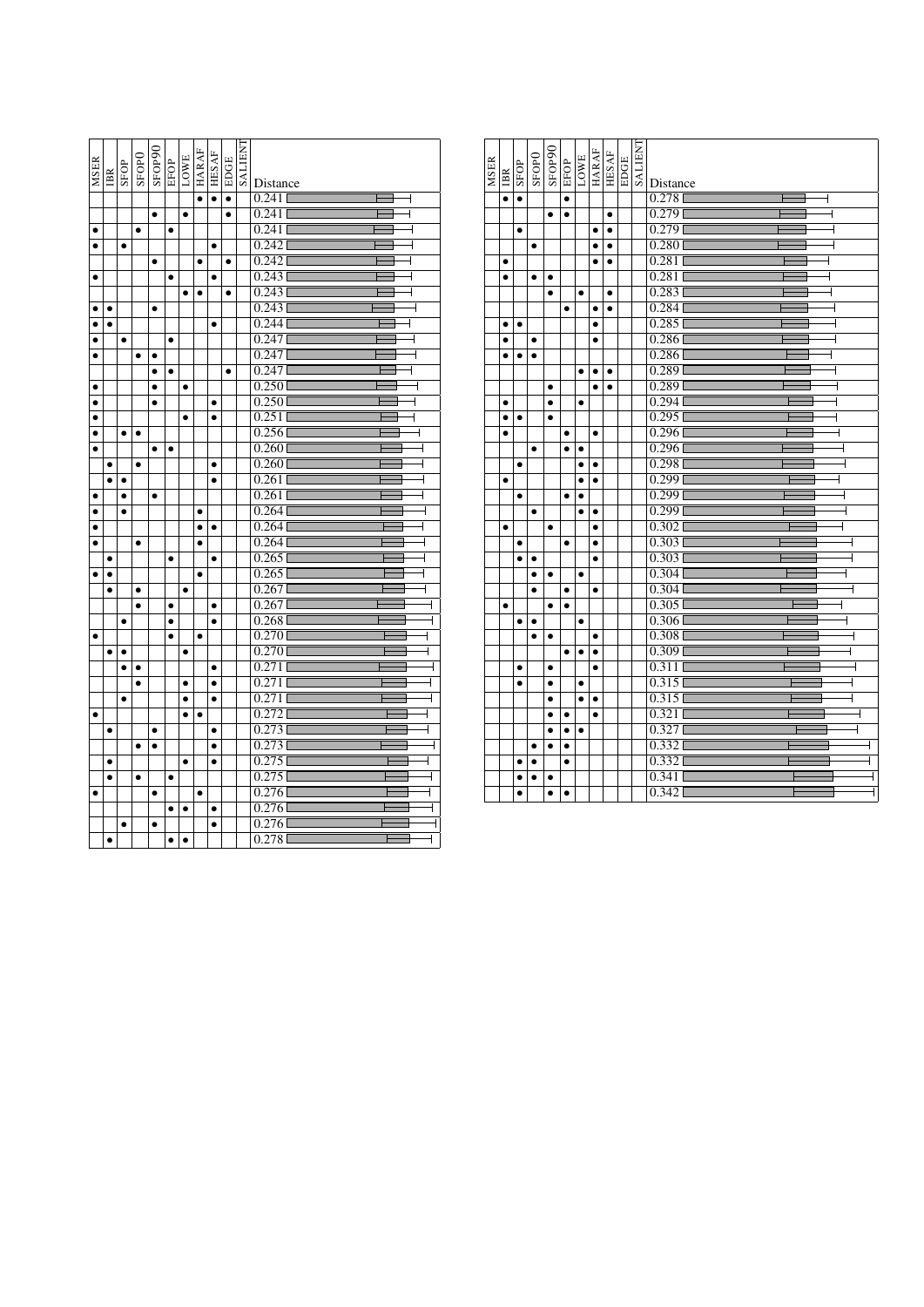| MSER | IBR | SFOP | SFOP0 | SFOP90 | EFOP | LOWE | HARAF | HESAF | EDGE | SALIENT | Distance |
|---|---|---|---|---|---|---|---|---|---|---|---|
| | | | | | | | • | • | • | | 0.241 |
| | | | | • | | • | | | • | | 0.241 |
| • | | | • | | • | | | | | | 0.241 |
| • | | • | | | | | | • | | | 0.242 |
| | | | | • | | | • | | • | | 0.242 |
| • | | | | | • | | | • | | | 0.243 |
| | | | | | | • | • | | • | | 0.243 |
| • | • | | | • | | | | | | | 0.243 |
| • | • | | | | | | | • | | | 0.244 |
| • | | • | | | • | | | | | | 0.247 |
| • | | | • | • | | | | | | | 0.247 |
| | | | | • | • | | | | • | | 0.247 |
| • | | | | • | | • | | | | | 0.250 |
| • | | | | • | | | | • | | | 0.250 |
| • | | | | | | • | | • | | | 0.251 |
| • | | • | • | | | | | | | | 0.256 |
| • | | | | • | • | | | | | | 0.260 |
| | • | | • | | | | | • | | | 0.260 |
| | • | • | | | | | | • | | | 0.261 |
| • | | • | | • | | | | | | | 0.261 |
| • | | • | | | | | • | | | | 0.264 |
| • | | | | | | | • | • | | | 0.264 |
| • | | | • | | | | • | | | | 0.264 |
| | • | | | | • | | | • | | | 0.265 |
| • | • | | | | | | • | | | | 0.265 |
| | • | | • | | | • | | | | | 0.267 |
| | | | • | | • | | | • | | | 0.267 |
| | | • | | | • | | | • | | | 0.268 |
| • | | | | | • | | • | | | | 0.270 |
| | • | • | | | | • | | | | | 0.270 |
| | | • | • | | | | | • | | | 0.271 |
| | | | • | | | • | | • | | | 0.271 |
| | | • | | | | • | | • | | | 0.271 |
| • | | | | | | • | • | | | | 0.272 |
| | • | | | • | | | | • | | | 0.273 |
| | | | • | • | | | | • | | | 0.273 |
| | • | | | | | • | | • | | | 0.275 |
| | • | | • | | • | | | | | | 0.275 |
| • | | | | • | | | • | | | | 0.276 |
| | | | | | • | • | | • | | | 0.276 |
| | | • | | • | | | | • | | | 0.276 |
| | • | | | | • | • | | | | | 0.278 |
| | • | • | | | • | | | | | | 0.278 |
| | | | | • | • | | | • | | | 0.279 |
| | | • | | | | | • | • | | | 0.279 |
| | | | • | | | | • | • | | | 0.280 |
| | • | | | | | | • | • | | | 0.281 |
| | • | | • | • | | | | | | | 0.281 |
| | | | | • | | • | | • | | | 0.283 |
| | | | | | • | | • | • | | | 0.284 |
| | • | • | | | | | • | | | | 0.285 |
| | • | | • | | | | • | | | | 0.286 |
| | • | • | • | | | | | | | | 0.286 |
| | | | | | | • | • | • | | | 0.289 |
| | | | | • | | | • | • | | | 0.289 |
| | • | | | • | | • | | | | | 0.294 |
| | • | • | | • | | | | | | | 0.295 |
| | • | | | | • | | • | | | | 0.296 |
| | | | • | | • | • | | | | | 0.296 |
| | | • | | | | • | • | | | | 0.298 |
| | • | | | | | • | • | | | | 0.299 |
| | | • | | | • | • | | | | | 0.299 |
| | | | • | | | • | • | | | | 0.299 |
| | • | | | • | | | • | | | | 0.302 |
| | | • | | | • | | • | | | | 0.303 |
| | | • | • | | | | • | | | | 0.303 |
| | | | • | • | | • | | | | | 0.304 |
| | | | • | | • | | • | | | | 0.304 |
| | • | | | • | • | | | | | | 0.305 |
| | | • | • | | | • | | | | | 0.306 |
| | | | • | • | | | • | | | | 0.308 |
| | | | | | • | • | • | | | | 0.309 |
| | | • | | • | | | • | | | | 0.311 |
| | | • | | • | | • | | | | | 0.315 |
| | | | | • | | • | • | | | | 0.315 |
| | | | | • | • | | • | | | | 0.321 |
| | | | | • | • | • | | | | | 0.327 |
| | | | • | • | • | | | | | | 0.332 |
| | | • | • | | • | | | | | | 0.332 |
| | | • | • | • | | | | | | | 0.341 |
| | | • | | • | • | | | | | | 0.342 |